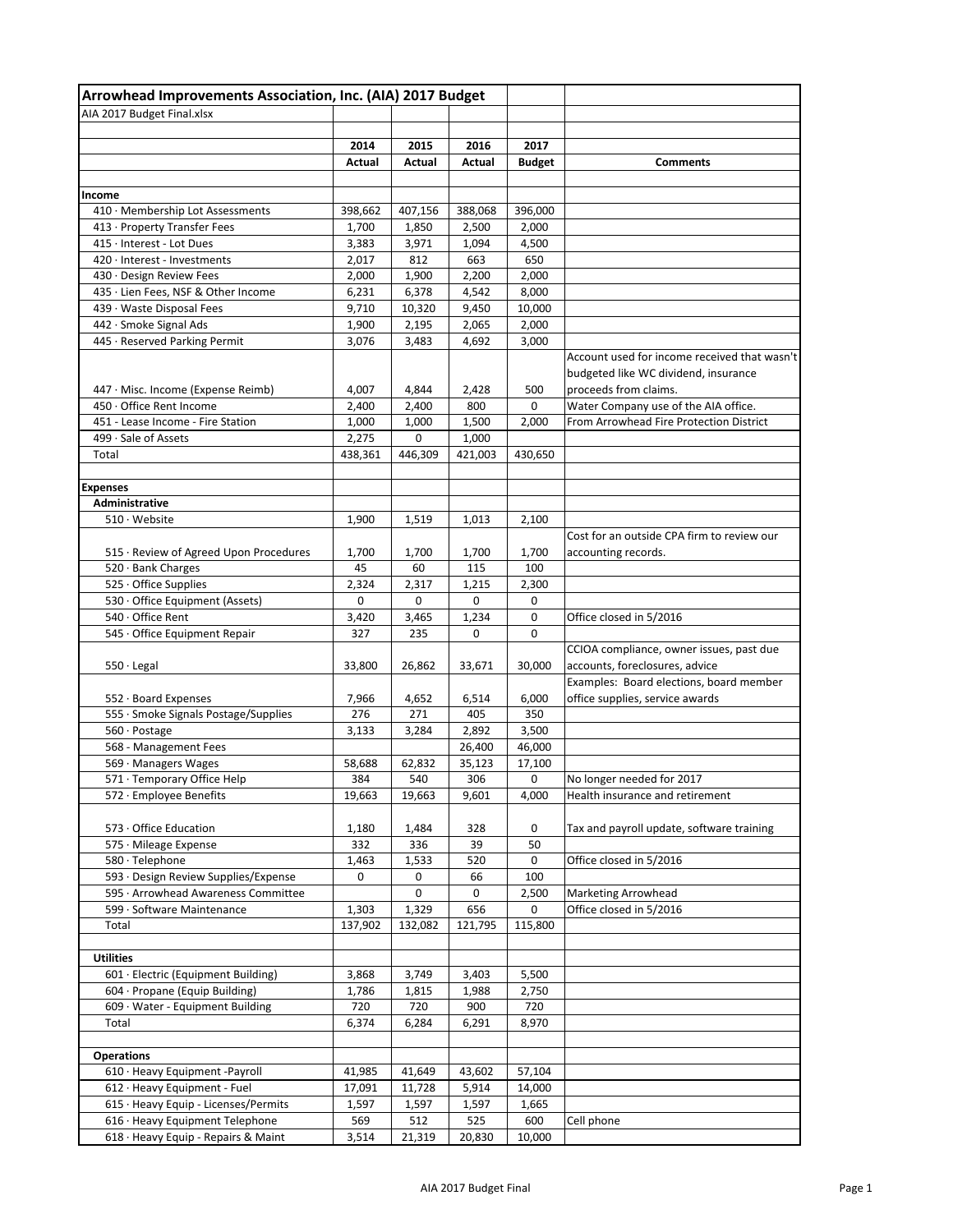# Arrowhead Improvements Association, Inc. (AIA) 2017 Budget

AIA 2017 Budget Final.xlsx

| | 2014 Actual | 2015 Actual | 2016 Actual | 2017 Budget | Comments |
|---|---|---|---|---|---|
| **Income** | | | | | |
| 410 · Membership Lot Assessments | 398,662 | 407,156 | 388,068 | 396,000 | |
| 413 · Property Transfer Fees | 1,700 | 1,850 | 2,500 | 2,000 | |
| 415 · Interest - Lot Dues | 3,383 | 3,971 | 1,094 | 4,500 | |
| 420 · Interest - Investments | 2,017 | 812 | 663 | 650 | |
| 430 · Design Review Fees | 2,000 | 1,900 | 2,200 | 2,000 | |
| 435 · Lien Fees, NSF & Other Income | 6,231 | 6,378 | 4,542 | 8,000 | |
| 439 · Waste Disposal Fees | 9,710 | 10,320 | 9,450 | 10,000 | |
| 442 · Smoke Signal Ads | 1,900 | 2,195 | 2,065 | 2,000 | |
| 445 · Reserved Parking Permit | 3,076 | 3,483 | 4,692 | 3,000 | |
| 447 · Misc. Income (Expense Reimb) | 4,007 | 4,844 | 2,428 | 500 | Account used for income received that wasn't budgeted like WC dividend, insurance proceeds from claims. |
| 450 · Office Rent Income | 2,400 | 2,400 | 800 | 0 | Water Company use of the AIA office. |
| 451 · Lease Income - Fire Station | 1,000 | 1,000 | 1,500 | 2,000 | From Arrowhead Fire Protection District |
| 499 · Sale of Assets | 2,275 | 0 | 1,000 | | |
| Total | 438,361 | 446,309 | 421,003 | 430,650 | |
| **Expenses** | | | | | |
| **Administrative** | | | | | |
| 510 · Website | 1,900 | 1,519 | 1,013 | 2,100 | |
| 515 · Review of Agreed Upon Procedures | 1,700 | 1,700 | 1,700 | 1,700 | Cost for an outside CPA firm to review our accounting records. |
| 520 · Bank Charges | 45 | 60 | 115 | 100 | |
| 525 · Office Supplies | 2,324 | 2,317 | 1,215 | 2,300 | |
| 530 · Office Equipment (Assets) | 0 | 0 | 0 | 0 | |
| 540 · Office Rent | 3,420 | 3,465 | 1,234 | 0 | Office closed in 5/2016 |
| 545 · Office Equipment Repair | 327 | 235 | 0 | 0 | |
| 550 · Legal | 33,800 | 26,862 | 33,671 | 30,000 | CCIOA compliance, owner issues, past due accounts, foreclosures, advice |
| 552 · Board Expenses | 7,966 | 4,652 | 6,514 | 6,000 | Examples: Board elections, board member office supplies, service awards |
| 555 · Smoke Signals Postage/Supplies | 276 | 271 | 405 | 350 | |
| 560 · Postage | 3,133 | 3,284 | 2,892 | 3,500 | |
| 568 · Management Fees | | | 26,400 | 46,000 | |
| 569 · Managers Wages | 58,688 | 62,832 | 35,123 | 17,100 | |
| 571 · Temporary Office Help | 384 | 540 | 306 | 0 | No longer needed for 2017 |
| 572 · Employee Benefits | 19,663 | 19,663 | 9,601 | 4,000 | Health insurance and retirement |
| 573 · Office Education | 1,180 | 1,484 | 328 | 0 | Tax and payroll update, software training |
| 575 · Mileage Expense | 332 | 336 | 39 | 50 | |
| 580 · Telephone | 1,463 | 1,533 | 520 | 0 | Office closed in 5/2016 |
| 593 · Design Review Supplies/Expense | 0 | 0 | 66 | 100 | |
| 595 · Arrowhead Awareness Committee | | 0 | 0 | 2,500 | Marketing Arrowhead |
| 599 · Software Maintenance | 1,303 | 1,329 | 656 | 0 | Office closed in 5/2016 |
| Total | 137,902 | 132,082 | 121,795 | 115,800 | |
| **Utilities** | | | | | |
| 601 · Electric (Equipment Building) | 3,868 | 3,749 | 3,403 | 5,500 | |
| 604 · Propane (Equip Building) | 1,786 | 1,815 | 1,988 | 2,750 | |
| 609 · Water - Equipment Building | 720 | 720 | 900 | 720 | |
| Total | 6,374 | 6,284 | 6,291 | 8,970 | |
| **Operations** | | | | | |
| 610 · Heavy Equipment -Payroll | 41,985 | 41,649 | 43,602 | 57,104 | |
| 612 · Heavy Equipment - Fuel | 17,091 | 11,728 | 5,914 | 14,000 | |
| 615 · Heavy Equip - Licenses/Permits | 1,597 | 1,597 | 1,597 | 1,665 | |
| 616 · Heavy Equipment Telephone | 569 | 512 | 525 | 600 | Cell phone |
| 618 · Heavy Equip - Repairs & Maint | 3,514 | 21,319 | 20,830 | 10,000 | |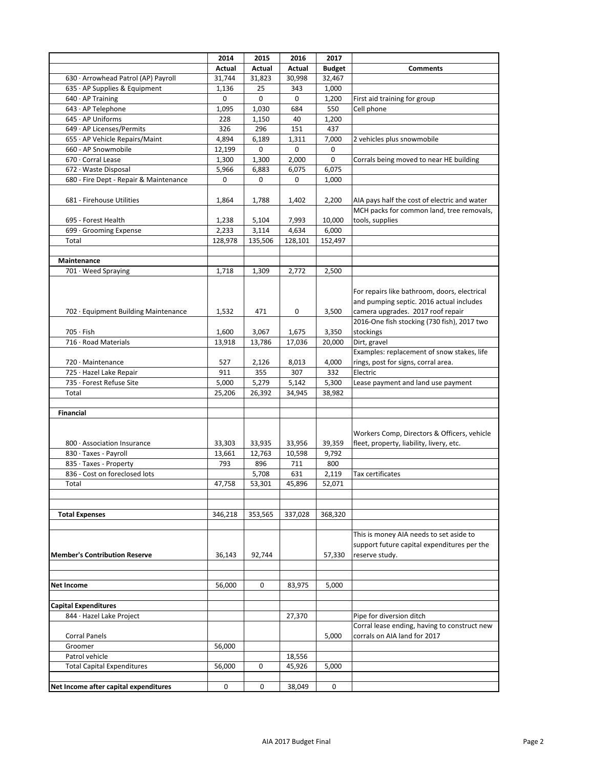| | 2014 | 2015 | 2016 | 2017 | |
|---|---|---|---|---|---|
| | Actual | Actual | Actual | Budget | Comments |
| 630 · Arrowhead Patrol (AP) Payroll | 31,744 | 31,823 | 30,998 | 32,467 | |
| 635 · AP Supplies & Equipment | 1,136 | 25 | 343 | 1,000 | |
| 640 · AP Training | 0 | 0 | 0 | 1,200 | First aid training for group |
| 643 · AP Telephone | 1,095 | 1,030 | 684 | 550 | Cell phone |
| 645 · AP Uniforms | 228 | 1,150 | 40 | 1,200 | |
| 649 · AP Licenses/Permits | 326 | 296 | 151 | 437 | |
| 655 · AP Vehicle Repairs/Maint | 4,894 | 6,189 | 1,311 | 7,000 | 2 vehicles plus snowmobile |
| 660 - AP Snowmobile | 12,199 | 0 | 0 | 0 | |
| 670 · Corral Lease | 1,300 | 1,300 | 2,000 | 0 | Corrals being moved to near HE building |
| 672 · Waste Disposal | 5,966 | 6,883 | 6,075 | 6,075 | |
| 680 - Fire Dept - Repair & Maintenance | 0 | 0 | 0 | 1,000 | |
| 681 - Firehouse Utilities | 1,864 | 1,788 | 1,402 | 2,200 | AIA pays half the cost of electric and water |
| 695 - Forest Health | 1,238 | 5,104 | 7,993 | 10,000 | MCH packs for common land, tree removals, tools, supplies |
| 699 · Grooming Expense | 2,233 | 3,114 | 4,634 | 6,000 | |
| Total | 128,978 | 135,506 | 128,101 | 152,497 | |
| | | | | | |
| **Maintenance** | | | | | |
| 701 · Weed Spraying | 1,718 | 1,309 | 2,772 | 2,500 | |
| 702 · Equipment Building Maintenance | 1,532 | 471 | 0 | 3,500 | For repairs like bathroom, doors, electrical and pumping septic. 2016 actual includes camera upgrades. 2017 roof repair |
| 705 · Fish | 1,600 | 3,067 | 1,675 | 3,350 | 2016-One fish stocking (730 fish), 2017 two stockings |
| 716 · Road Materials | 13,918 | 13,786 | 17,036 | 20,000 | Dirt, gravel |
| 720 · Maintenance | 527 | 2,126 | 8,013 | 4,000 | Examples: replacement of snow stakes, life rings, post for signs, corral area. |
| 725 · Hazel Lake Repair | 911 | 355 | 307 | 332 | Electric |
| 735 · Forest Refuse Site | 5,000 | 5,279 | 5,142 | 5,300 | Lease payment and land use payment |
| Total | 25,206 | 26,392 | 34,945 | 38,982 | |
| | | | | | |
| **Financial** | | | | | |
| 800 · Association Insurance | 33,303 | 33,935 | 33,956 | 39,359 | Workers Comp, Directors & Officers, vehicle fleet, property, liability, livery, etc. |
| 830 · Taxes - Payroll | 13,661 | 12,763 | 10,598 | 9,792 | |
| 835 · Taxes - Property | 793 | 896 | 711 | 800 | |
| 836 - Cost on foreclosed lots | | 5,708 | 631 | 2,119 | Tax certificates |
| Total | 47,758 | 53,301 | 45,896 | 52,071 | |
| | | | | | |
| **Total Expenses** | 346,218 | 353,565 | 337,028 | 368,320 | |
| | | | | | |
| **Member's Contribution Reserve** | 36,143 | 92,744 | | 57,330 | This is money AIA needs to set aside to support future capital expenditures per the reserve study. |
| | | | | | |
| **Net Income** | 56,000 | 0 | 83,975 | 5,000 | |
| | | | | | |
| **Capital Expenditures** | | | | | |
| 844 · Hazel Lake Project | | | 27,370 | | Pipe for diversion ditch |
| Corral Panels | | | | 5,000 | Corral lease ending, having to construct new corrals on AIA land for 2017 |
| Groomer | 56,000 | | | | |
| Patrol vehicle | | | 18,556 | | |
| Total Capital Expenditures | 56,000 | 0 | 45,926 | 5,000 | |
| | | | | | |
| **Net Income after capital expenditures** | 0 | 0 | 38,049 | 0 | |